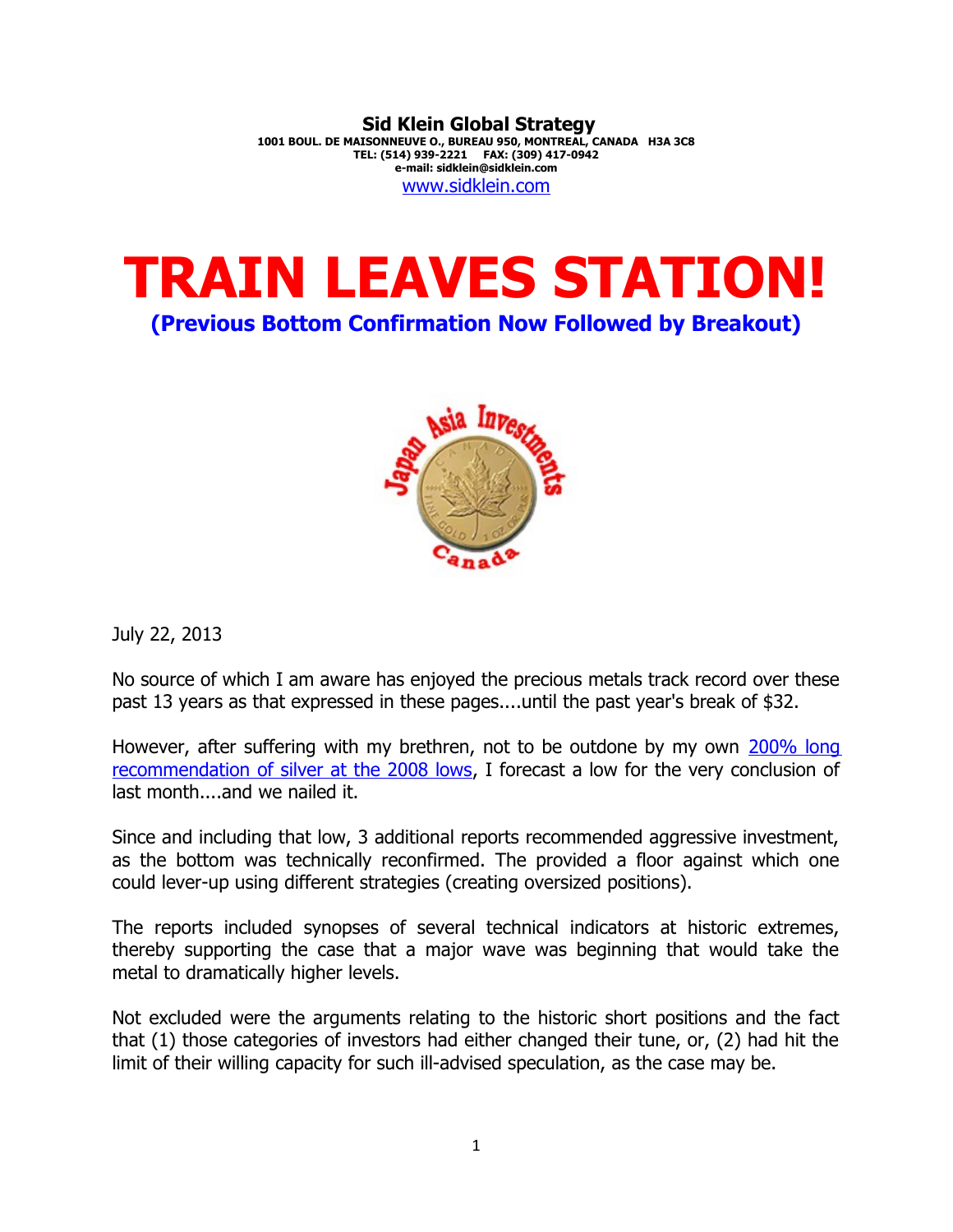**Sid Klein Global Strategy**
**1001 BOUL. DE MAISONNEUVE O., BUREAU 950, MONTREAL, CANADA H3A 3C8**
**TEL: (514) 939-2221 FAX: (309) 417-0942**
**e-mail: sidklein@sidklein.com**
[www.sidklein.com](http://www.sidklein.com)

# TRAIN LEAVES STATION!

## (Previous Bottom Confirmation Now Followed by Breakout)

July 22, 2013

No source of which I am aware has enjoyed the precious metals track record over these past 13 years as that expressed in these pages....until the past year's break of $32.

However, after suffering with my brethren, not to be outdone by my own 200% long recommendation of silver at the 2008 lows, I forecast a low for the very conclusion of last month....and we nailed it.

Since and including that low, 3 additional reports recommended aggressive investment, as the bottom was technically reconfirmed. The provided a floor against which one could lever-up using different strategies (creating oversized positions).

The reports included synopses of several technical indicators at historic extremes, thereby supporting the case that a major wave was beginning that would take the metal to dramatically higher levels.

Not excluded were the arguments relating to the historic short positions and the fact that (1) those categories of investors had either changed their tune, or, (2) had hit the limit of their willing capacity for such ill-advised speculation, as the case may be.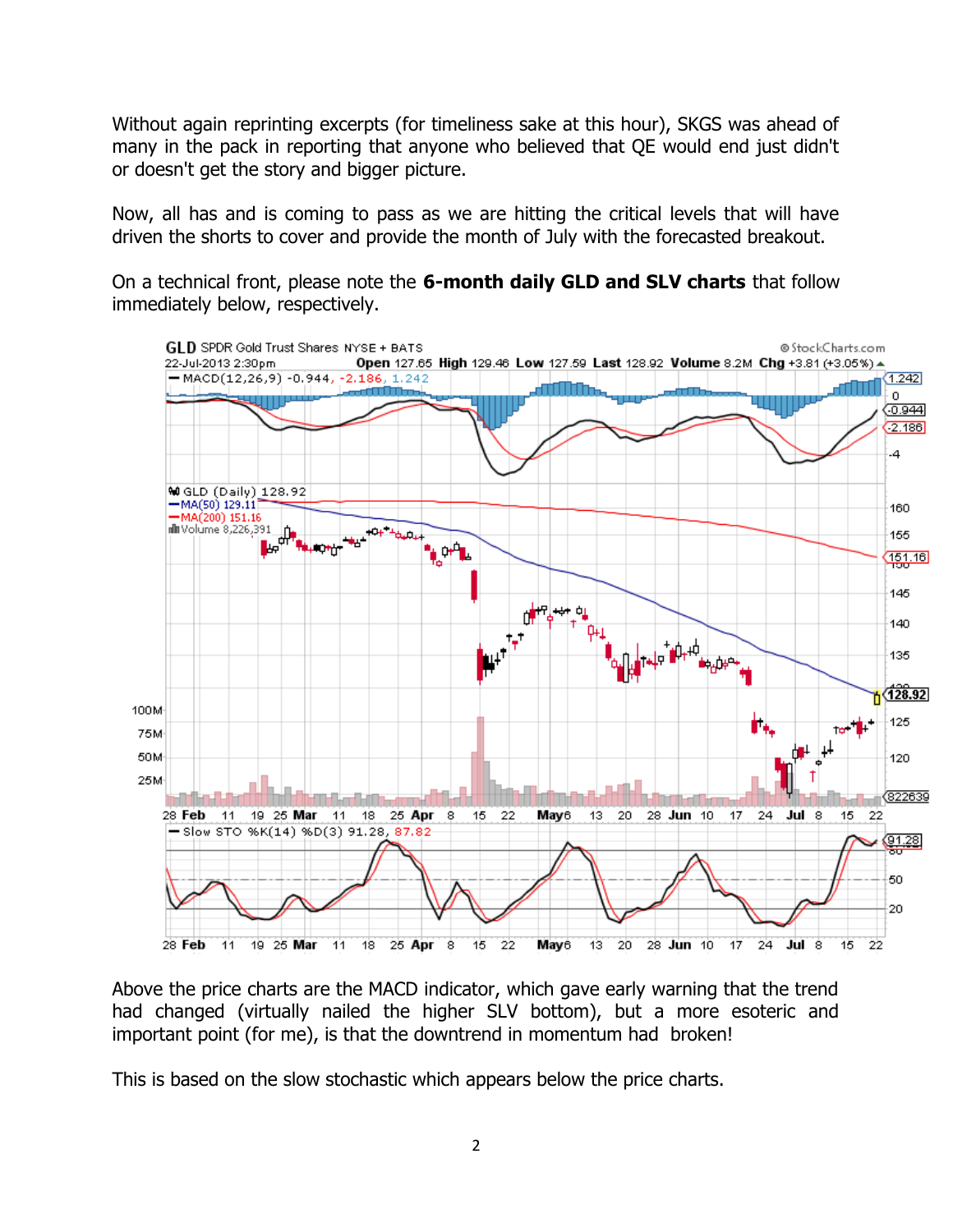Without again reprinting excerpts (for timeliness sake at this hour), SKGS was ahead of many in the pack in reporting that anyone who believed that QE would end just didn't or doesn't get the story and bigger picture.

Now, all has and is coming to pass as we are hitting the critical levels that will have driven the shorts to cover and provide the month of July with the forecasted breakout.

On a technical front, please note the **6-month daily GLD and SLV charts** that follow immediately below, respectively.

Above the price charts are the MACD indicator, which gave early warning that the trend had changed (virtually nailed the higher SLV bottom), but a more esoteric and important point (for me), is that the downtrend in momentum had broken!

This is based on the slow stochastic which appears below the price charts.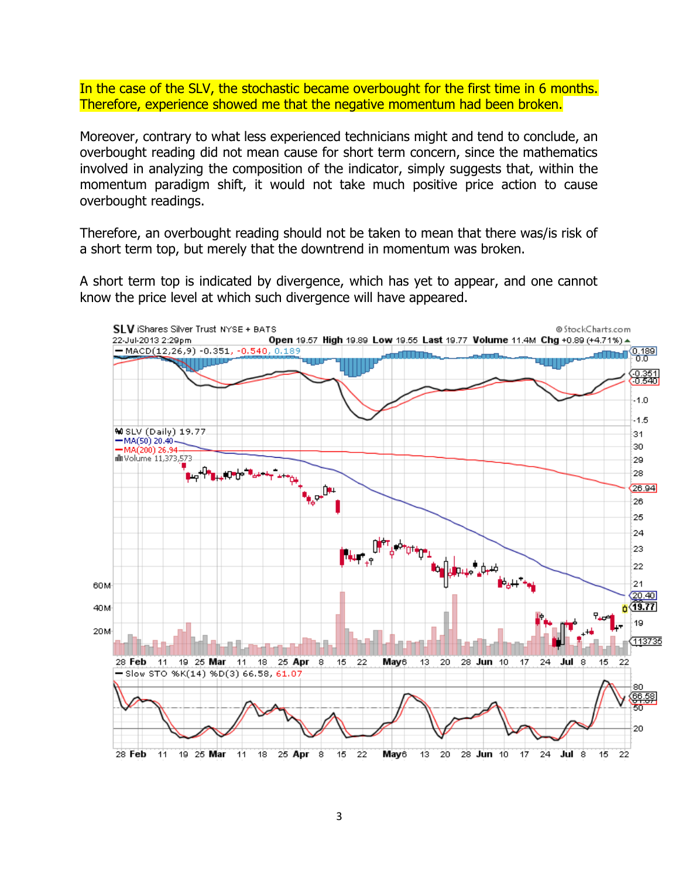In the case of the SLV, the stochastic became overbought for the first time in 6 months. Therefore, experience showed me that the negative momentum had been broken.

Moreover, contrary to what less experienced technicians might and tend to conclude, an overbought reading did not mean cause for short term concern, since the mathematics involved in analyzing the composition of the indicator, simply suggests that, within the momentum paradigm shift, it would not take much positive price action to cause overbought readings.

Therefore, an overbought reading should not be taken to mean that there was/is risk of a short term top, but merely that the downtrend in momentum was broken.

A short term top is indicated by divergence, which has yet to appear, and one cannot know the price level at which such divergence will have appeared.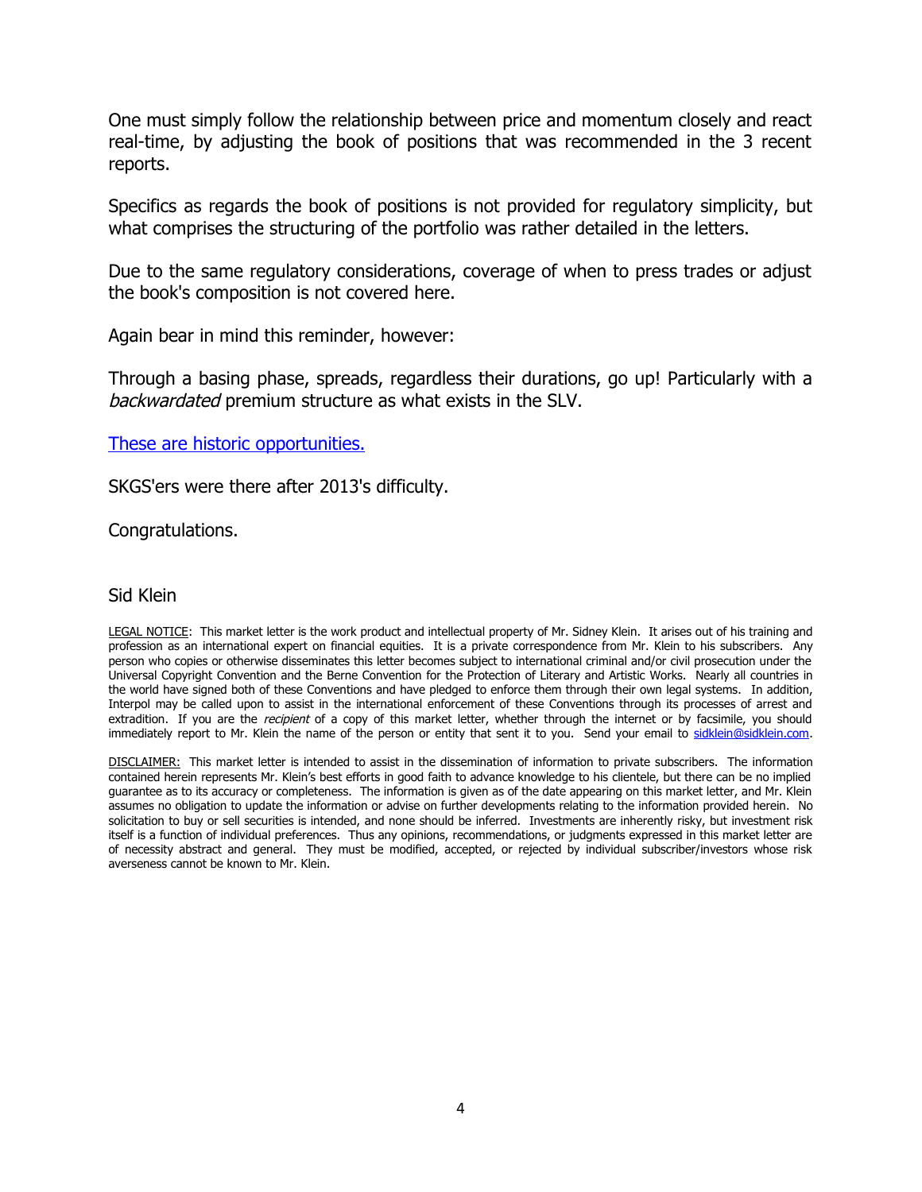One must simply follow the relationship between price and momentum closely and react real-time, by adjusting the book of positions that was recommended in the 3 recent reports.

Specifics as regards the book of positions is not provided for regulatory simplicity, but what comprises the structuring of the portfolio was rather detailed in the letters.

Due to the same regulatory considerations, coverage of when to press trades or adjust the book's composition is not covered here.

Again bear in mind this reminder, however:

Through a basing phase, spreads, regardless their durations, go up! Particularly with a *backwardated* premium structure as what exists in the SLV.

These are historic opportunities.

SKGS'ers were there after 2013's difficulty.

Congratulations.

Sid Klein

LEGAL NOTICE: This market letter is the work product and intellectual property of Mr. Sidney Klein. It arises out of his training and profession as an international expert on financial equities. It is a private correspondence from Mr. Klein to his subscribers. Any person who copies or otherwise disseminates this letter becomes subject to international criminal and/or civil prosecution under the Universal Copyright Convention and the Berne Convention for the Protection of Literary and Artistic Works. Nearly all countries in the world have signed both of these Conventions and have pledged to enforce them through their own legal systems. In addition, Interpol may be called upon to assist in the international enforcement of these Conventions through its processes of arrest and extradition. If you are the *recipient* of a copy of this market letter, whether through the internet or by facsimile, you should immediately report to Mr. Klein the name of the person or entity that sent it to you. Send your email to sidklein@sidklein.com.

DISCLAIMER: This market letter is intended to assist in the dissemination of information to private subscribers. The information contained herein represents Mr. Klein's best efforts in good faith to advance knowledge to his clientele, but there can be no implied guarantee as to its accuracy or completeness. The information is given as of the date appearing on this market letter, and Mr. Klein assumes no obligation to update the information or advise on further developments relating to the information provided herein. No solicitation to buy or sell securities is intended, and none should be inferred. Investments are inherently risky, but investment risk itself is a function of individual preferences. Thus any opinions, recommendations, or judgments expressed in this market letter are of necessity abstract and general. They must be modified, accepted, or rejected by individual subscriber/investors whose risk averseness cannot be known to Mr. Klein.